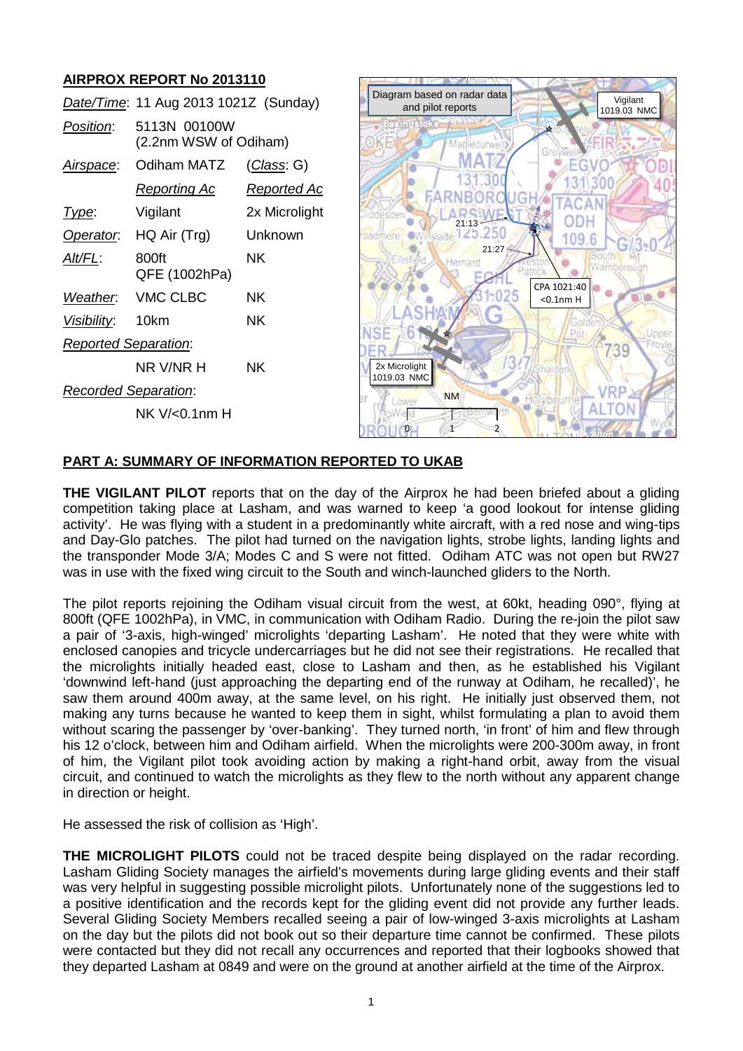## AIRPROX REPORT No 2013110

| | | |
|---|---|---|
| *Date/Time*: | 11 Aug 2013 1021Z (Sunday) | |
| *Position*: | 5113N 00100W (2.2nm WSW of Odiham) | |
| *Airspace*: | Odiham MATZ | (*Class*: G) |
| | *Reporting Ac* | *Reported Ac* |
| *Type*: | Vigilant | 2x Microlight |
| *Operator*: | HQ Air (Trg) | Unknown |
| *Alt/FL*: | 800ft QFE (1002hPa) | NK |
| *Weather*: | VMC CLBC | NK |
| *Visibility*: | 10km | NK |
| *Reported Separation*: | | |
| | NR V/NR H | NK |
| *Recorded Separation*: | | |
| | NK V/<0.1nm H | |

## PART A: SUMMARY OF INFORMATION REPORTED TO UKAB

**THE VIGILANT PILOT** reports that on the day of the Airprox he had been briefed about a gliding competition taking place at Lasham, and was warned to keep 'a good lookout for intense gliding activity'. He was flying with a student in a predominantly white aircraft, with a red nose and wing-tips and Day-Glo patches. The pilot had turned on the navigation lights, strobe lights, landing lights and the transponder Mode 3/A; Modes C and S were not fitted. Odiham ATC was not open but RW27 was in use with the fixed wing circuit to the South and winch-launched gliders to the North.

The pilot reports rejoining the Odiham visual circuit from the west, at 60kt, heading 090°, flying at 800ft (QFE 1002hPa), in VMC, in communication with Odiham Radio. During the re-join the pilot saw a pair of '3-axis, high-winged' microlights 'departing Lasham'. He noted that they were white with enclosed canopies and tricycle undercarriages but he did not see their registrations. He recalled that the microlights initially headed east, close to Lasham and then, as he established his Vigilant 'downwind left-hand (just approaching the departing end of the runway at Odiham, he recalled)', he saw them around 400m away, at the same level, on his right. He initially just observed them, not making any turns because he wanted to keep them in sight, whilst formulating a plan to avoid them without scaring the passenger by 'over-banking'. They turned north, 'in front' of him and flew through his 12 o'clock, between him and Odiham airfield. When the microlights were 200-300m away, in front of him, the Vigilant pilot took avoiding action by making a right-hand orbit, away from the visual circuit, and continued to watch the microlights as they flew to the north without any apparent change in direction or height.

He assessed the risk of collision as 'High'.

**THE MICROLIGHT PILOTS** could not be traced despite being displayed on the radar recording. Lasham Gliding Society manages the airfield's movements during large gliding events and their staff was very helpful in suggesting possible microlight pilots. Unfortunately none of the suggestions led to a positive identification and the records kept for the gliding event did not provide any further leads. Several Gliding Society Members recalled seeing a pair of low-winged 3-axis microlights at Lasham on the day but the pilots did not book out so their departure time cannot be confirmed. These pilots were contacted but they did not recall any occurrences and reported that their logbooks showed that they departed Lasham at 0849 and were on the ground at another airfield at the time of the Airprox.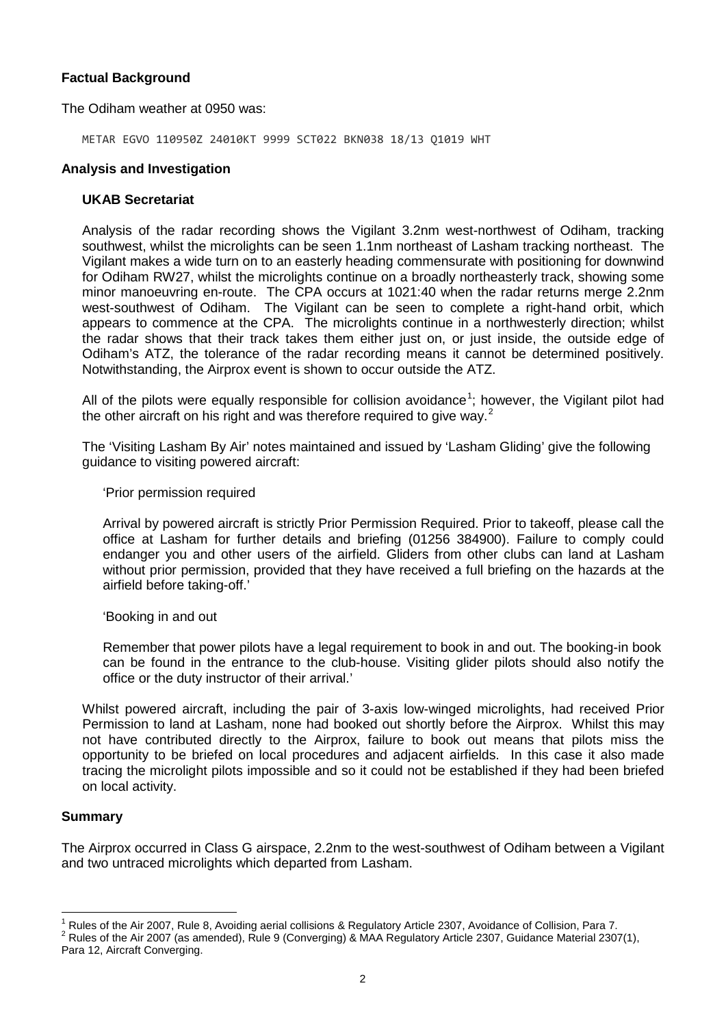**Factual Background**

The Odiham weather at 0950 was:

```
METAR EGVO 110950Z 24010KT 9999 SCT022 BKN038 18/13 Q1019 WHT
```

**Analysis and Investigation**

**UKAB Secretariat**

Analysis of the radar recording shows the Vigilant 3.2nm west-northwest of Odiham, tracking southwest, whilst the microlights can be seen 1.1nm northeast of Lasham tracking northeast. The Vigilant makes a wide turn on to an easterly heading commensurate with positioning for downwind for Odiham RW27, whilst the microlights continue on a broadly northeasterly track, showing some minor manoeuvring en-route. The CPA occurs at 1021:40 when the radar returns merge 2.2nm west-southwest of Odiham. The Vigilant can be seen to complete a right-hand orbit, which appears to commence at the CPA. The microlights continue in a northwesterly direction; whilst the radar shows that their track takes them either just on, or just inside, the outside edge of Odiham's ATZ, the tolerance of the radar recording means it cannot be determined positively. Notwithstanding, the Airprox event is shown to occur outside the ATZ.

All of the pilots were equally responsible for collision avoidance[1]; however, the Vigilant pilot had the other aircraft on his right and was therefore required to give way.[2]

The 'Visiting Lasham By Air' notes maintained and issued by 'Lasham Gliding' give the following guidance to visiting powered aircraft:

> 'Prior permission required
>
> Arrival by powered aircraft is strictly Prior Permission Required. Prior to takeoff, please call the office at Lasham for further details and briefing (01256 384900). Failure to comply could endanger you and other users of the airfield. Gliders from other clubs can land at Lasham without prior permission, provided that they have received a full briefing on the hazards at the airfield before taking-off.'
>
> 'Booking in and out
>
> Remember that power pilots have a legal requirement to book in and out. The booking-in book can be found in the entrance to the club-house. Visiting glider pilots should also notify the office or the duty instructor of their arrival.'

Whilst powered aircraft, including the pair of 3-axis low-winged microlights, had received Prior Permission to land at Lasham, none had booked out shortly before the Airprox. Whilst this may not have contributed directly to the Airprox, failure to book out means that pilots miss the opportunity to be briefed on local procedures and adjacent airfields. In this case it also made tracing the microlight pilots impossible and so it could not be established if they had been briefed on local activity.

**Summary**

The Airprox occurred in Class G airspace, 2.2nm to the west-southwest of Odiham between a Vigilant and two untraced microlights which departed from Lasham.

---

[1] Rules of the Air 2007, Rule 8, Avoiding aerial collisions & Regulatory Article 2307, Avoidance of Collision, Para 7.

[2] Rules of the Air 2007 (as amended), Rule 9 (Converging) & MAA Regulatory Article 2307, Guidance Material 2307(1), Para 12, Aircraft Converging.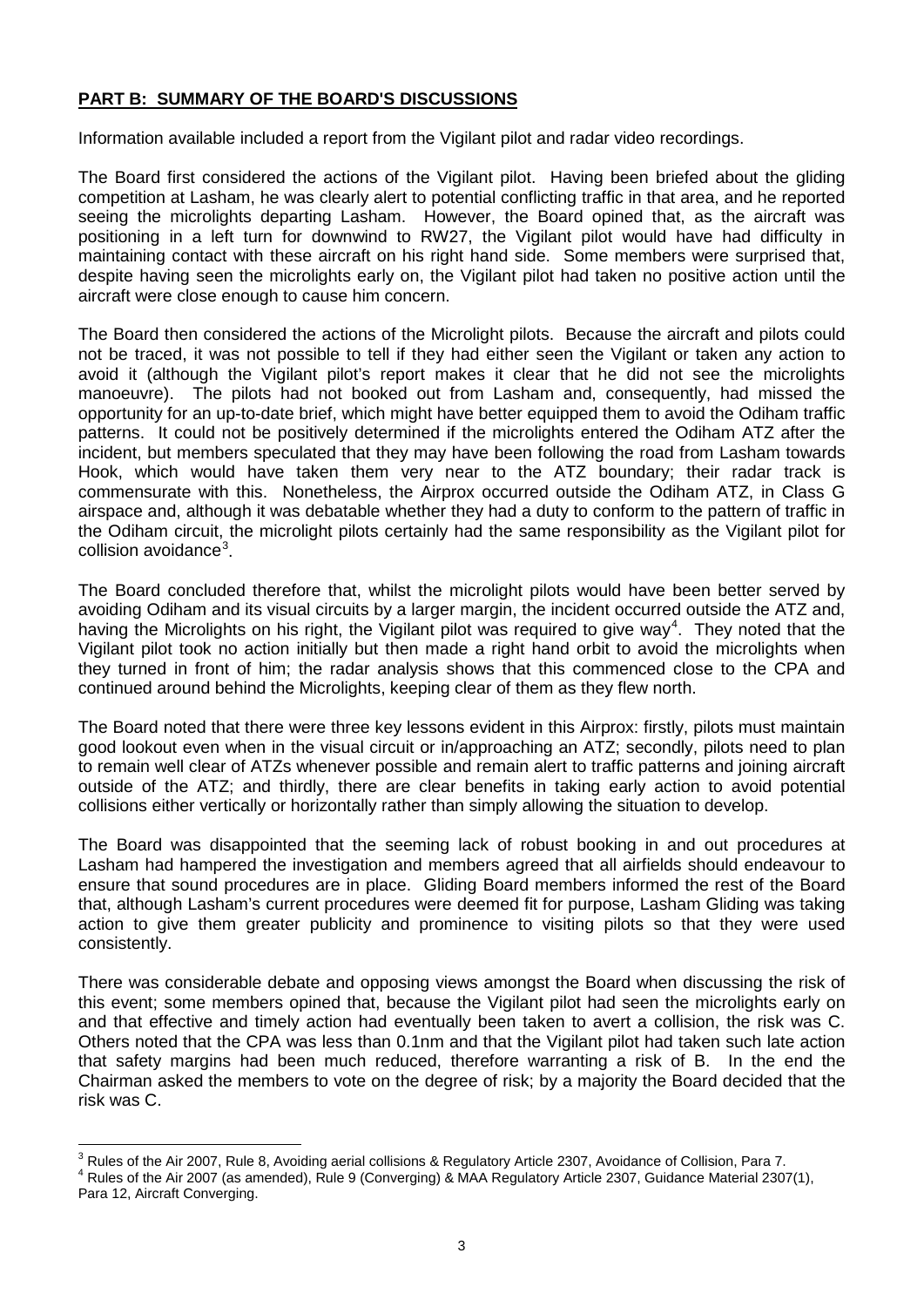## **PART B: SUMMARY OF THE BOARD'S DISCUSSIONS**

Information available included a report from the Vigilant pilot and radar video recordings.

The Board first considered the actions of the Vigilant pilot. Having been briefed about the gliding competition at Lasham, he was clearly alert to potential conflicting traffic in that area, and he reported seeing the microlights departing Lasham. However, the Board opined that, as the aircraft was positioning in a left turn for downwind to RW27, the Vigilant pilot would have had difficulty in maintaining contact with these aircraft on his right hand side. Some members were surprised that, despite having seen the microlights early on, the Vigilant pilot had taken no positive action until the aircraft were close enough to cause him concern.

The Board then considered the actions of the Microlight pilots. Because the aircraft and pilots could not be traced, it was not possible to tell if they had either seen the Vigilant or taken any action to avoid it (although the Vigilant pilot's report makes it clear that he did not see the microlights manoeuvre). The pilots had not booked out from Lasham and, consequently, had missed the opportunity for an up-to-date brief, which might have better equipped them to avoid the Odiham traffic patterns. It could not be positively determined if the microlights entered the Odiham ATZ after the incident, but members speculated that they may have been following the road from Lasham towards Hook, which would have taken them very near to the ATZ boundary; their radar track is commensurate with this. Nonetheless, the Airprox occurred outside the Odiham ATZ, in Class G airspace and, although it was debatable whether they had a duty to conform to the pattern of traffic in the Odiham circuit, the microlight pilots certainly had the same responsibility as the Vigilant pilot for collision avoidance[3].

The Board concluded therefore that, whilst the microlight pilots would have been better served by avoiding Odiham and its visual circuits by a larger margin, the incident occurred outside the ATZ and, having the Microlights on his right, the Vigilant pilot was required to give way[4]. They noted that the Vigilant pilot took no action initially but then made a right hand orbit to avoid the microlights when they turned in front of him; the radar analysis shows that this commenced close to the CPA and continued around behind the Microlights, keeping clear of them as they flew north.

The Board noted that there were three key lessons evident in this Airprox: firstly, pilots must maintain good lookout even when in the visual circuit or in/approaching an ATZ; secondly, pilots need to plan to remain well clear of ATZs whenever possible and remain alert to traffic patterns and joining aircraft outside of the ATZ; and thirdly, there are clear benefits in taking early action to avoid potential collisions either vertically or horizontally rather than simply allowing the situation to develop.

The Board was disappointed that the seeming lack of robust booking in and out procedures at Lasham had hampered the investigation and members agreed that all airfields should endeavour to ensure that sound procedures are in place. Gliding Board members informed the rest of the Board that, although Lasham's current procedures were deemed fit for purpose, Lasham Gliding was taking action to give them greater publicity and prominence to visiting pilots so that they were used consistently.

There was considerable debate and opposing views amongst the Board when discussing the risk of this event; some members opined that, because the Vigilant pilot had seen the microlights early on and that effective and timely action had eventually been taken to avert a collision, the risk was C. Others noted that the CPA was less than 0.1nm and that the Vigilant pilot had taken such late action that safety margins had been much reduced, therefore warranting a risk of B. In the end the Chairman asked the members to vote on the degree of risk; by a majority the Board decided that the risk was C.

---

[3] Rules of the Air 2007, Rule 8, Avoiding aerial collisions & Regulatory Article 2307, Avoidance of Collision, Para 7.

[4] Rules of the Air 2007 (as amended), Rule 9 (Converging) & MAA Regulatory Article 2307, Guidance Material 2307(1), Para 12, Aircraft Converging.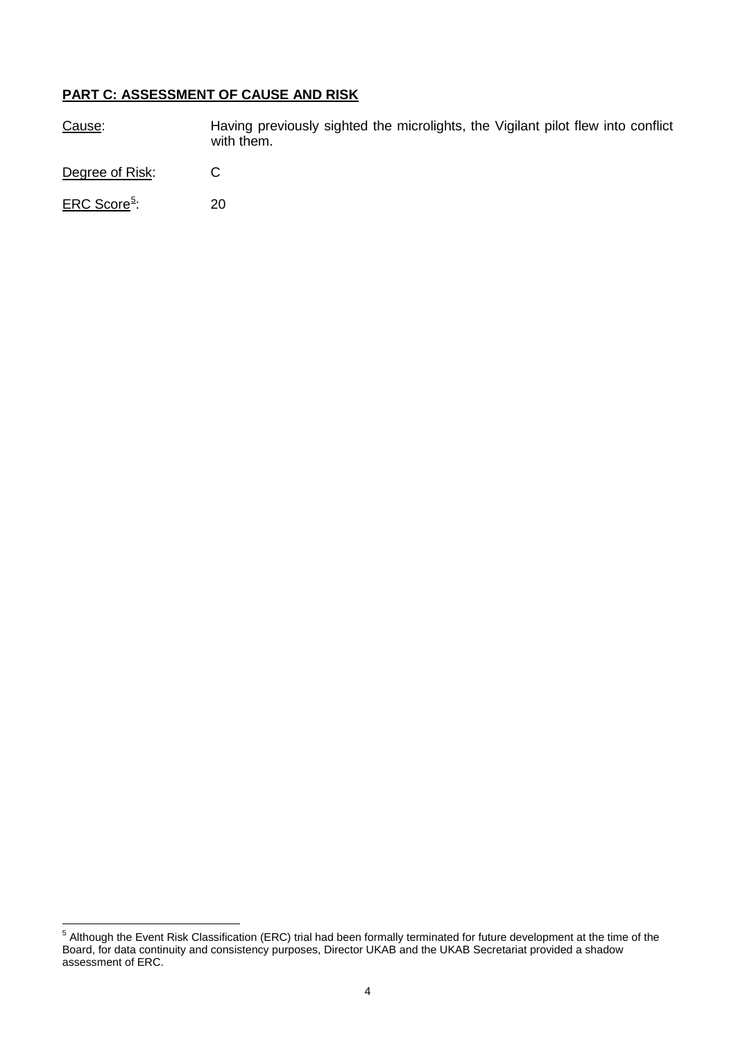**PART C: ASSESSMENT OF CAUSE AND RISK**

Cause: Having previously sighted the microlights, the Vigilant pilot flew into conflict with them.

Degree of Risk: C

ERC Score[5]: 20

[5] Although the Event Risk Classification (ERC) trial had been formally terminated for future development at the time of the Board, for data continuity and consistency purposes, Director UKAB and the UKAB Secretariat provided a shadow assessment of ERC.